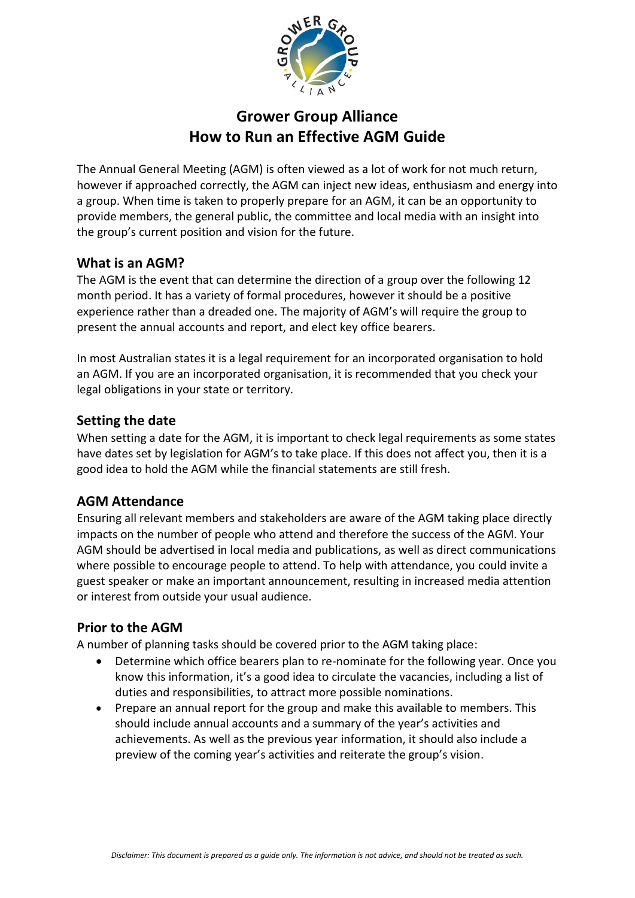# Grower Group Alliance
# How to Run an Effective AGM Guide

The Annual General Meeting (AGM) is often viewed as a lot of work for not much return, however if approached correctly, the AGM can inject new ideas, enthusiasm and energy into a group. When time is taken to properly prepare for an AGM, it can be an opportunity to provide members, the general public, the committee and local media with an insight into the group's current position and vision for the future.

## What is an AGM?

The AGM is the event that can determine the direction of a group over the following 12 month period. It has a variety of formal procedures, however it should be a positive experience rather than a dreaded one. The majority of AGM's will require the group to present the annual accounts and report, and elect key office bearers.

In most Australian states it is a legal requirement for an incorporated organisation to hold an AGM. If you are an incorporated organisation, it is recommended that you check your legal obligations in your state or territory.

## Setting the date

When setting a date for the AGM, it is important to check legal requirements as some states have dates set by legislation for AGM's to take place. If this does not affect you, then it is a good idea to hold the AGM while the financial statements are still fresh.

## AGM Attendance

Ensuring all relevant members and stakeholders are aware of the AGM taking place directly impacts on the number of people who attend and therefore the success of the AGM. Your AGM should be advertised in local media and publications, as well as direct communications where possible to encourage people to attend. To help with attendance, you could invite a guest speaker or make an important announcement, resulting in increased media attention or interest from outside your usual audience.

## Prior to the AGM

A number of planning tasks should be covered prior to the AGM taking place:

- Determine which office bearers plan to re-nominate for the following year. Once you know this information, it's a good idea to circulate the vacancies, including a list of duties and responsibilities, to attract more possible nominations.
- Prepare an annual report for the group and make this available to members. This should include annual accounts and a summary of the year's activities and achievements. As well as the previous year information, it should also include a preview of the coming year's activities and reiterate the group's vision.

*Disclaimer: This document is prepared as a guide only. The information is not advice, and should not be treated as such.*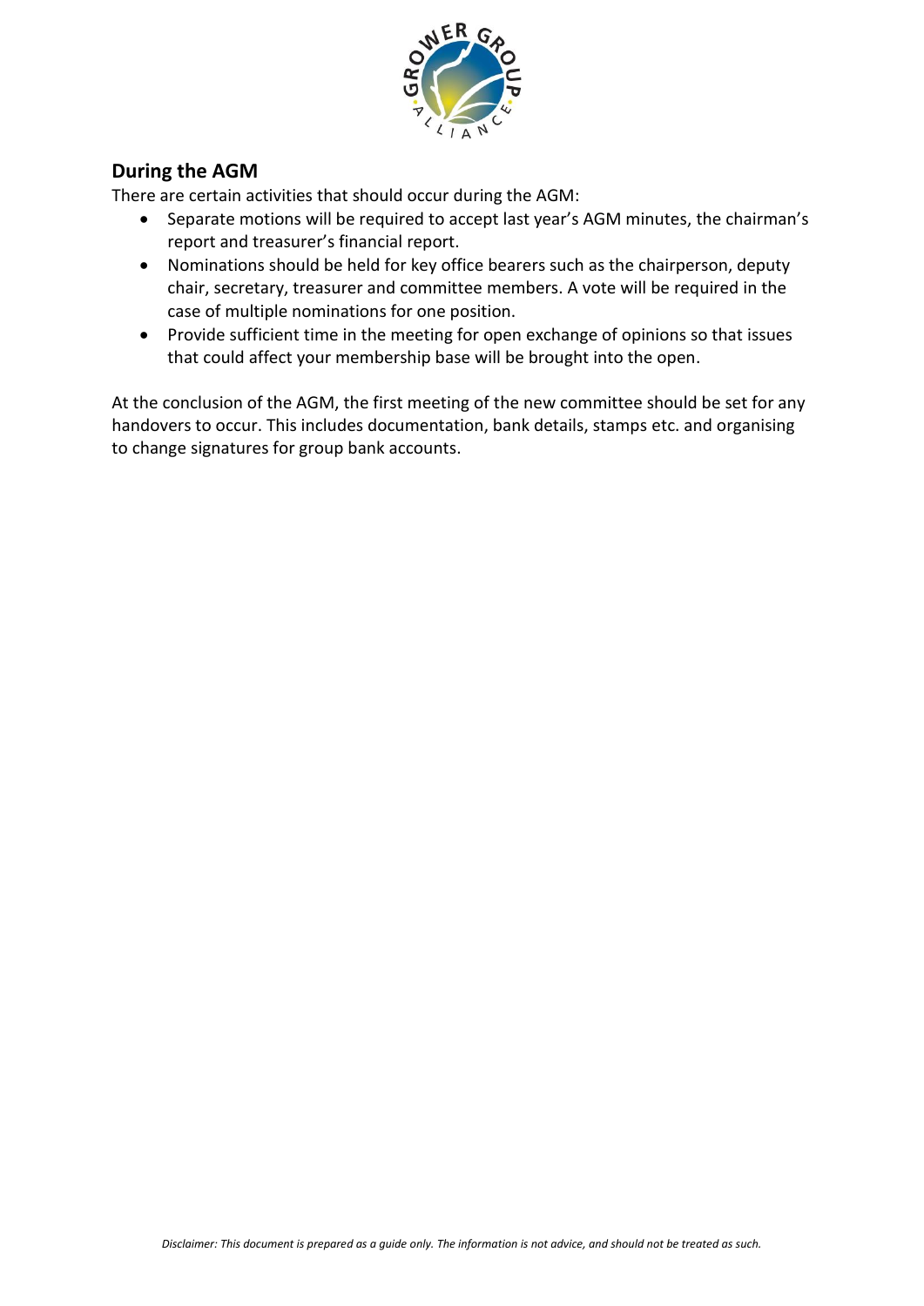## During the AGM

There are certain activities that should occur during the AGM:

- Separate motions will be required to accept last year's AGM minutes, the chairman's report and treasurer's financial report.
- Nominations should be held for key office bearers such as the chairperson, deputy chair, secretary, treasurer and committee members. A vote will be required in the case of multiple nominations for one position.
- Provide sufficient time in the meeting for open exchange of opinions so that issues that could affect your membership base will be brought into the open.

At the conclusion of the AGM, the first meeting of the new committee should be set for any handovers to occur. This includes documentation, bank details, stamps etc. and organising to change signatures for group bank accounts.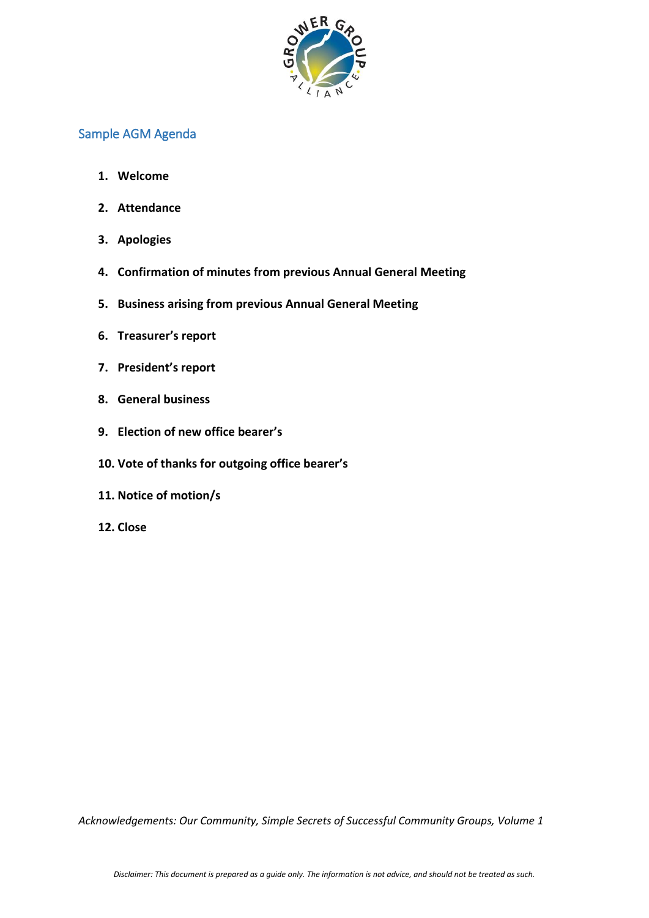## Sample AGM Agenda

1. **Welcome**
2. **Attendance**
3. **Apologies**
4. **Confirmation of minutes from previous Annual General Meeting**
5. **Business arising from previous Annual General Meeting**
6. **Treasurer's report**
7. **President's report**
8. **General business**
9. **Election of new office bearer's**
10. **Vote of thanks for outgoing office bearer's**
11. **Notice of motion/s**
12. **Close**

*Acknowledgements: Our Community, Simple Secrets of Successful Community Groups, Volume 1*

*Disclaimer: This document is prepared as a guide only. The information is not advice, and should not be treated as such.*